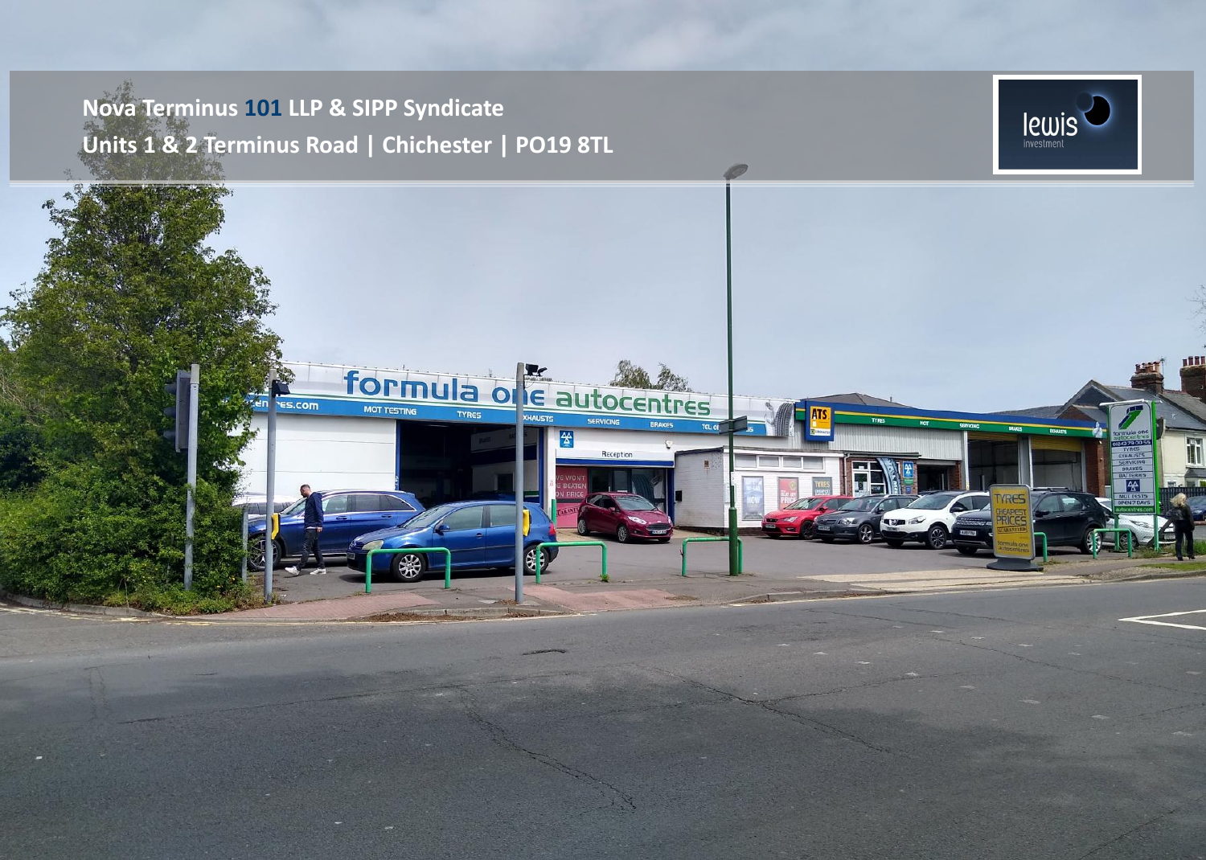**Nova Terminus 101 LLP & SIPP Syndicate**

**Units 1 & 2 Terminus Road | Chichester | PO19 8TL**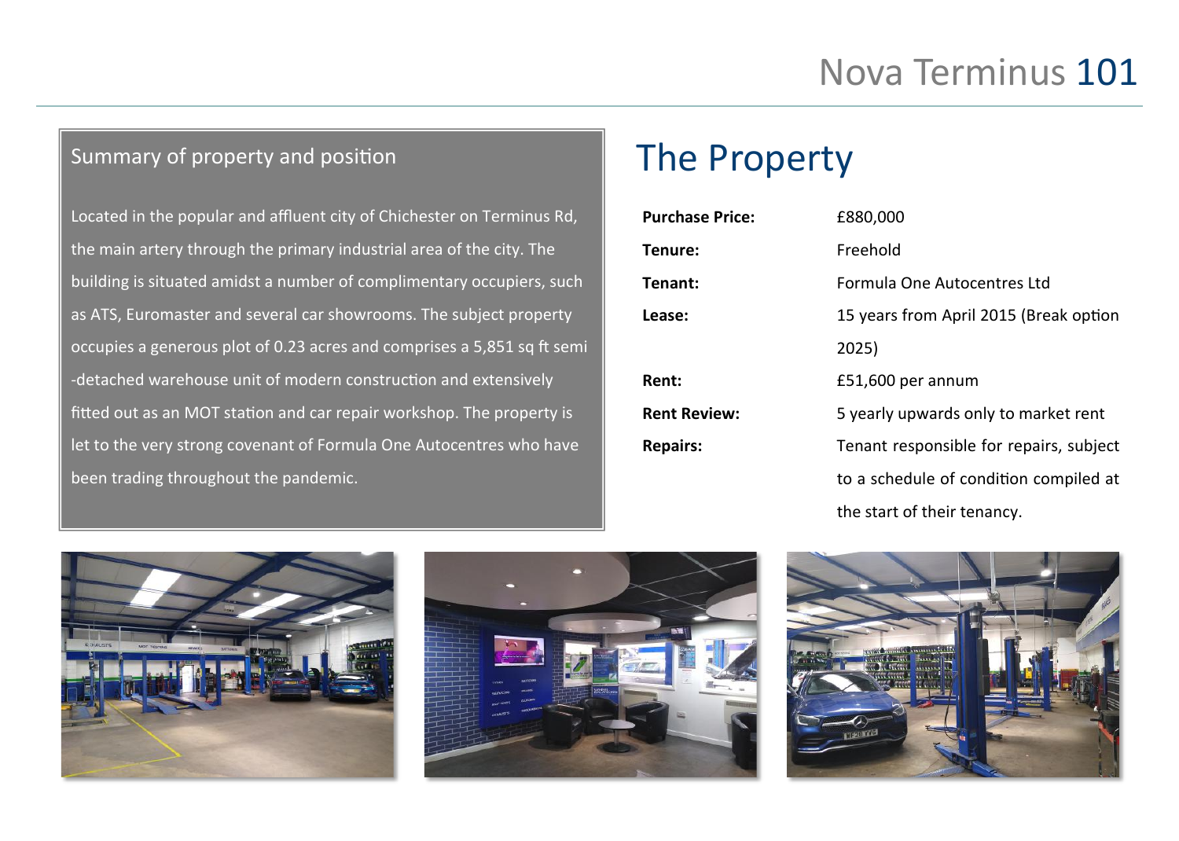# Nova Terminus 101

## Summary of property and position

Located in the popular and affluent city of Chichester on Terminus Rd, the main artery through the primary industrial area of the city. The building is situated amidst a number of complimentary occupiers, such as ATS, Euromaster and several car showrooms. The subject property occupies a generous plot of 0.23 acres and comprises a 5,851 sq ft semi -detached warehouse unit of modern construction and extensively fitted out as an MOT station and car repair workshop. The property is let to the very strong covenant of Formula One Autocentres who have been trading throughout the pandemic.

## The Property

| | |
|---|---|
| **Purchase Price:** | £880,000 |
| **Tenure:** | Freehold |
| **Tenant:** | Formula One Autocentres Ltd |
| **Lease:** | 15 years from April 2015 (Break option 2025) |
| **Rent:** | £51,600 per annum |
| **Rent Review:** | 5 yearly upwards only to market rent |
| **Repairs:** | Tenant responsible for repairs, subject to a schedule of condition compiled at the start of their tenancy. |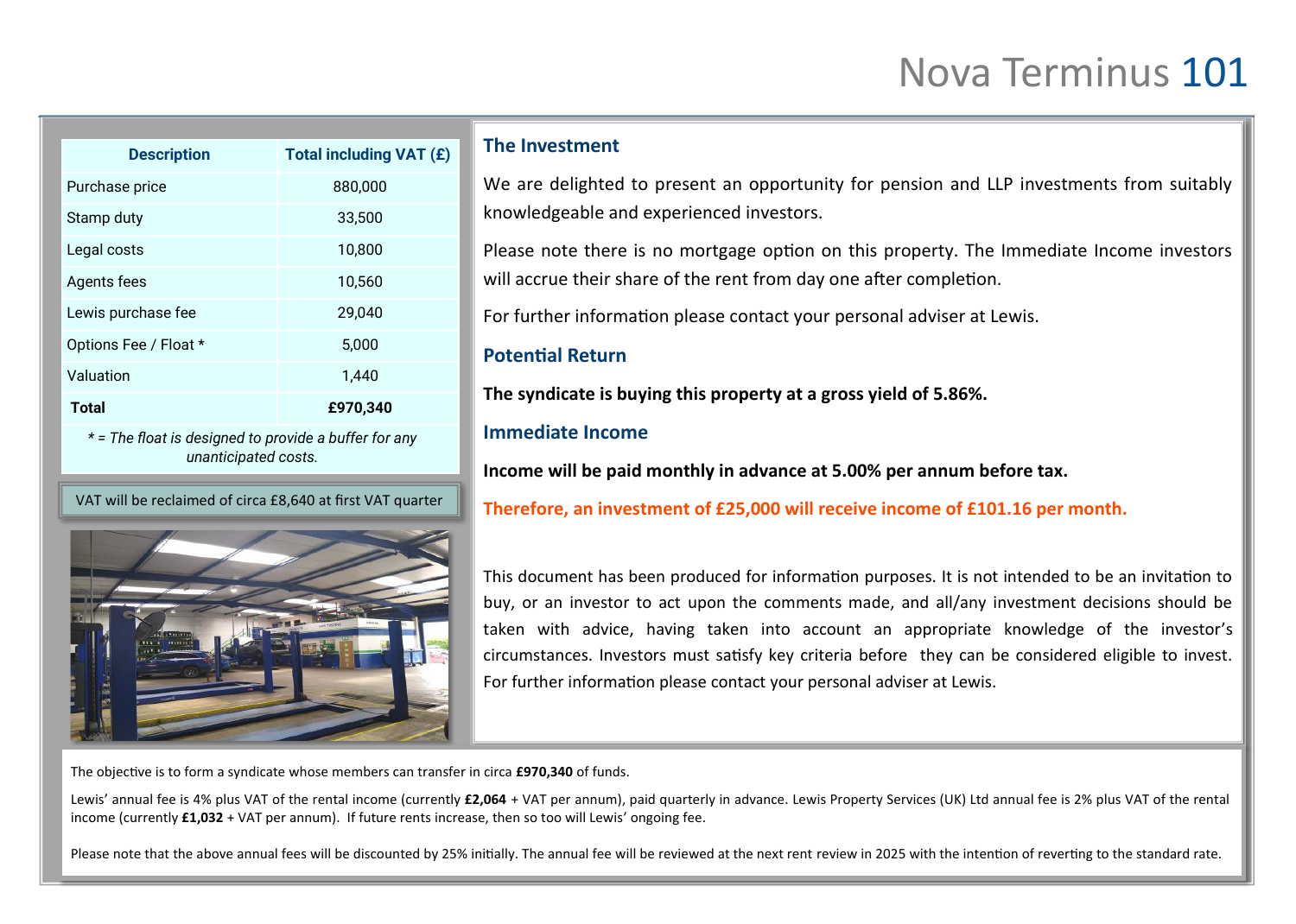# Nova Terminus 101

| Description | Total including VAT (£) |
| --- | --- |
| Purchase price | 880,000 |
| Stamp duty | 33,500 |
| Legal costs | 10,800 |
| Agents fees | 10,560 |
| Lewis purchase fee | 29,040 |
| Options Fee / Float * | 5,000 |
| Valuation | 1,440 |
| **Total** | **£970,340** |

*\* = The float is designed to provide a buffer for any unanticipated costs.*

VAT will be reclaimed of circa £8,640 at first VAT quarter

## The Investment

We are delighted to present an opportunity for pension and LLP investments from suitably knowledgeable and experienced investors.

Please note there is no mortgage option on this property. The Immediate Income investors will accrue their share of the rent from day one after completion.

For further information please contact your personal adviser at Lewis.

## Potential Return

**The syndicate is buying this property at a gross yield of 5.86%.**

## Immediate Income

**Income will be paid monthly in advance at 5.00% per annum before tax.**

**Therefore, an investment of £25,000 will receive income of £101.16 per month.**

This document has been produced for information purposes. It is not intended to be an invitation to buy, or an investor to act upon the comments made, and all/any investment decisions should be taken with advice, having taken into account an appropriate knowledge of the investor's circumstances. Investors must satisfy key criteria before they can be considered eligible to invest. For further information please contact your personal adviser at Lewis.

The objective is to form a syndicate whose members can transfer in circa **£970,340** of funds.

Lewis' annual fee is 4% plus VAT of the rental income (currently **£2,064** + VAT per annum), paid quarterly in advance. Lewis Property Services (UK) Ltd annual fee is 2% plus VAT of the rental income (currently **£1,032** + VAT per annum). If future rents increase, then so too will Lewis' ongoing fee.

Please note that the above annual fees will be discounted by 25% initially. The annual fee will be reviewed at the next rent review in 2025 with the intention of reverting to the standard rate.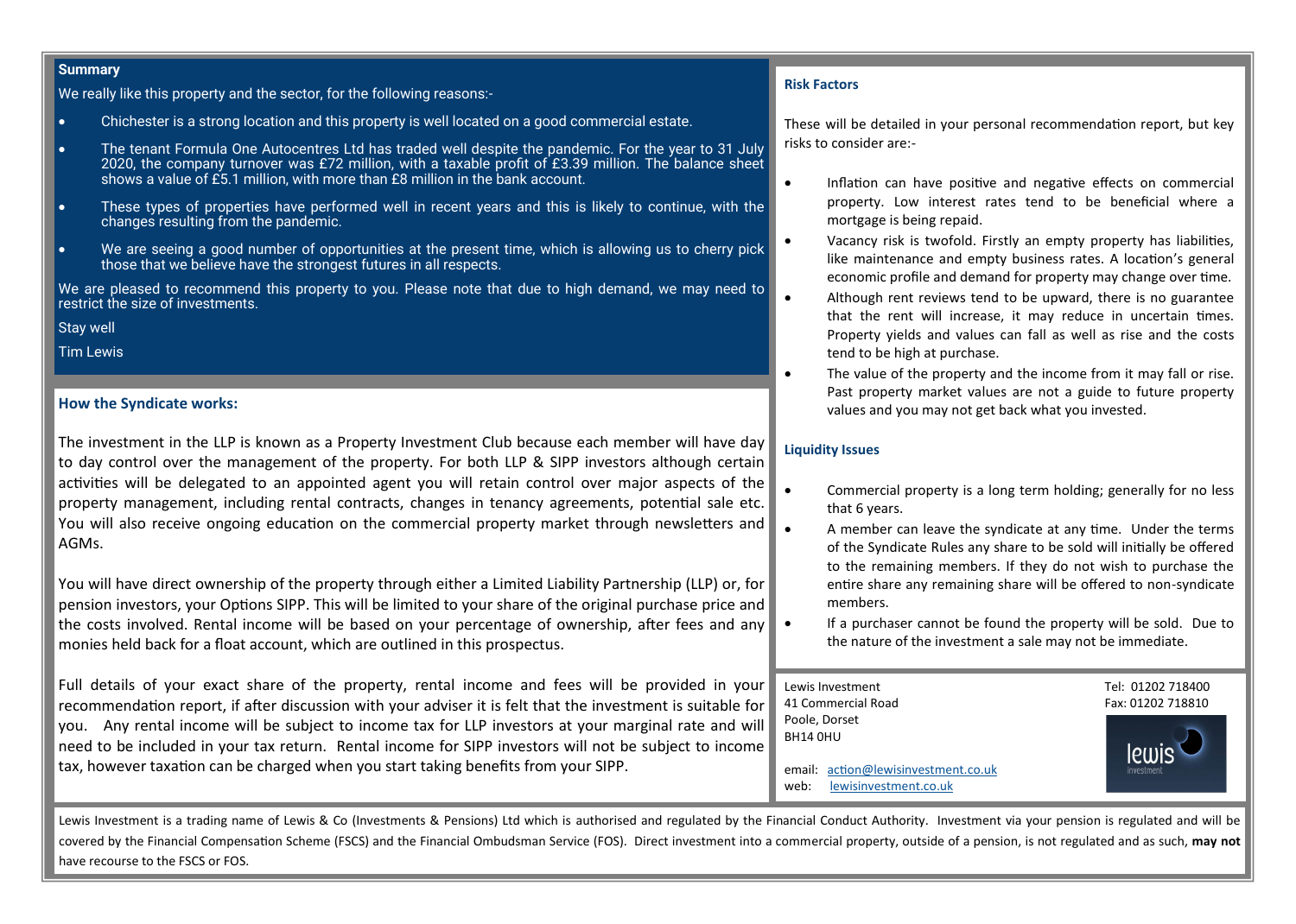## Summary

We really like this property and the sector, for the following reasons:-

- Chichester is a strong location and this property is well located on a good commercial estate.
- The tenant Formula One Autocentres Ltd has traded well despite the pandemic. For the year to 31 July 2020, the company turnover was £72 million, with a taxable profit of £3.39 million. The balance sheet shows a value of £5.1 million, with more than £8 million in the bank account.
- These types of properties have performed well in recent years and this is likely to continue, with the changes resulting from the pandemic.
- We are seeing a good number of opportunities at the present time, which is allowing us to cherry pick those that we believe have the strongest futures in all respects.

We are pleased to recommend this property to you. Please note that due to high demand, we may need to restrict the size of investments.

Stay well

Tim Lewis

## How the Syndicate works:

The investment in the LLP is known as a Property Investment Club because each member will have day to day control over the management of the property. For both LLP & SIPP investors although certain activities will be delegated to an appointed agent you will retain control over major aspects of the property management, including rental contracts, changes in tenancy agreements, potential sale etc. You will also receive ongoing education on the commercial property market through newsletters and AGMs.

You will have direct ownership of the property through either a Limited Liability Partnership (LLP) or, for pension investors, your Options SIPP. This will be limited to your share of the original purchase price and the costs involved. Rental income will be based on your percentage of ownership, after fees and any monies held back for a float account, which are outlined in this prospectus.

Full details of your exact share of the property, rental income and fees will be provided in your recommendation report, if after discussion with your adviser it is felt that the investment is suitable for you. Any rental income will be subject to income tax for LLP investors at your marginal rate and will need to be included in your tax return. Rental income for SIPP investors will not be subject to income tax, however taxation can be charged when you start taking benefits from your SIPP.

## Risk Factors

These will be detailed in your personal recommendation report, but key risks to consider are:-

- Inflation can have positive and negative effects on commercial property. Low interest rates tend to be beneficial where a mortgage is being repaid.
- Vacancy risk is twofold. Firstly an empty property has liabilities, like maintenance and empty business rates. A location's general economic profile and demand for property may change over time.
- Although rent reviews tend to be upward, there is no guarantee that the rent will increase, it may reduce in uncertain times. Property yields and values can fall as well as rise and the costs tend to be high at purchase.
- The value of the property and the income from it may fall or rise. Past property market values are not a guide to future property values and you may not get back what you invested.

## Liquidity Issues

- Commercial property is a long term holding; generally for no less that 6 years.
- A member can leave the syndicate at any time. Under the terms of the Syndicate Rules any share to be sold will initially be offered to the remaining members. If they do not wish to purchase the entire share any remaining share will be offered to non-syndicate members.
- If a purchaser cannot be found the property will be sold. Due to the nature of the investment a sale may not be immediate.

Lewis Investment
41 Commercial Road
Poole, Dorset
BH14 0HU

Tel: 01202 718400
Fax: 01202 718810

email: action@lewisinvestment.co.uk
web: lewisinvestment.co.uk

Lewis Investment is a trading name of Lewis & Co (Investments & Pensions) Ltd which is authorised and regulated by the Financial Conduct Authority. Investment via your pension is regulated and will be covered by the Financial Compensation Scheme (FSCS) and the Financial Ombudsman Service (FOS). Direct investment into a commercial property, outside of a pension, is not regulated and as such, **may not** have recourse to the FSCS or FOS.